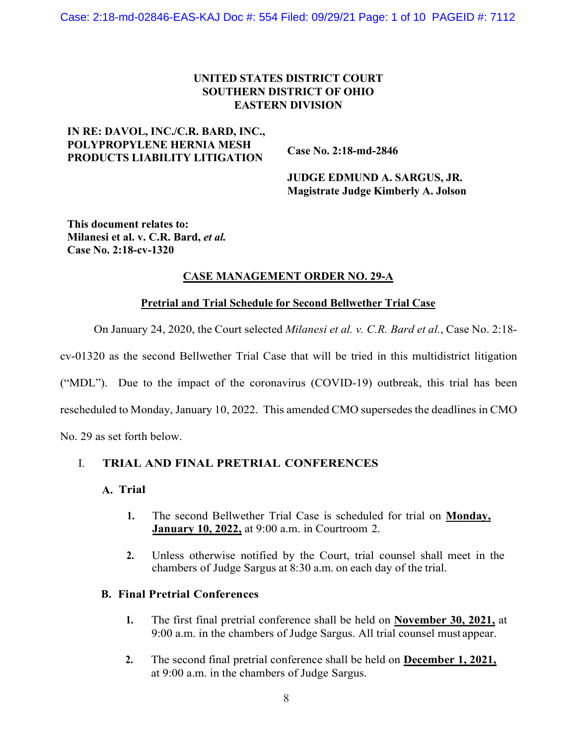**UNITED STATES DISTRICT COURT**
**SOUTHERN DISTRICT OF OHIO**
**EASTERN DIVISION**

**IN RE: DAVOL, INC./C.R. BARD, INC., POLYPROPYLENE HERNIA MESH PRODUCTS LIABILITY LITIGATION**

**Case No. 2:18-md-2846**

**JUDGE EDMUND A. SARGUS, JR.**
**Magistrate Judge Kimberly A. Jolson**

**This document relates to:**
**Milanesi et al. v. C.R. Bard, *et al.***
**Case No. 2:18-cv-1320**

## CASE MANAGEMENT ORDER NO. 29-A

### Pretrial and Trial Schedule for Second Bellwether Trial Case

On January 24, 2020, the Court selected *Milanesi et al. v. C.R. Bard et al.*, Case No. 2:18-cv-01320 as the second Bellwether Trial Case that will be tried in this multidistrict litigation ("MDL"). Due to the impact of the coronavirus (COVID-19) outbreak, this trial has been rescheduled to Monday, January 10, 2022. This amended CMO supersedes the deadlines in CMO No. 29 as set forth below.

## I. TRIAL AND FINAL PRETRIAL CONFERENCES

### A. Trial

1. The second Bellwether Trial Case is scheduled for trial on **Monday, January 10, 2022,** at 9:00 a.m. in Courtroom 2.

2. Unless otherwise notified by the Court, trial counsel shall meet in the chambers of Judge Sargus at 8:30 a.m. on each day of the trial.

### B. Final Pretrial Conferences

1. The first final pretrial conference shall be held on **November 30, 2021,** at 9:00 a.m. in the chambers of Judge Sargus. All trial counsel must appear.

2. The second final pretrial conference shall be held on **December 1, 2021,** at 9:00 a.m. in the chambers of Judge Sargus.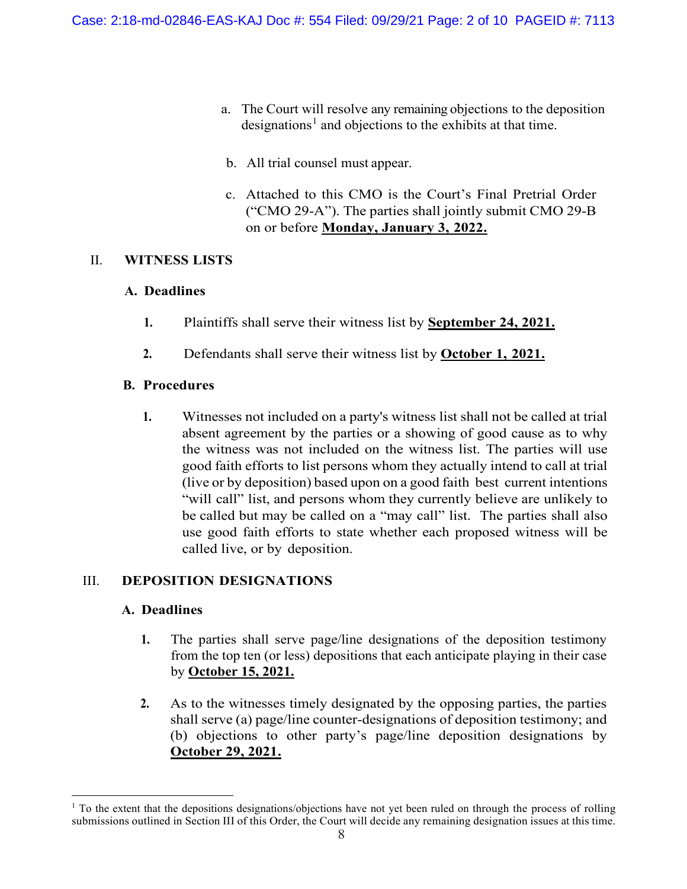a. The Court will resolve any remaining objections to the deposition designations[1] and objections to the exhibits at that time.

b. All trial counsel must appear.

c. Attached to this CMO is the Court's Final Pretrial Order ("CMO 29-A"). The parties shall jointly submit CMO 29-B on or before **Monday, January 3, 2022.**

## II. WITNESS LISTS

### A. Deadlines

1. Plaintiffs shall serve their witness list by **September 24, 2021.**

2. Defendants shall serve their witness list by **October 1, 2021.**

### B. Procedures

1. Witnesses not included on a party's witness list shall not be called at trial absent agreement by the parties or a showing of good cause as to why the witness was not included on the witness list. The parties will use good faith efforts to list persons whom they actually intend to call at trial (live or by deposition) based upon on a good faith best current intentions "will call" list, and persons whom they currently believe are unlikely to be called but may be called on a "may call" list. The parties shall also use good faith efforts to state whether each proposed witness will be called live, or by deposition.

## III. DEPOSITION DESIGNATIONS

### A. Deadlines

1. The parties shall serve page/line designations of the deposition testimony from the top ten (or less) depositions that each anticipate playing in their case by **October 15, 2021.**

2. As to the witnesses timely designated by the opposing parties, the parties shall serve (a) page/line counter-designations of deposition testimony; and (b) objections to other party's page/line deposition designations by **October 29, 2021.**

[1] To the extent that the depositions designations/objections have not yet been ruled on through the process of rolling submissions outlined in Section III of this Order, the Court will decide any remaining designation issues at this time.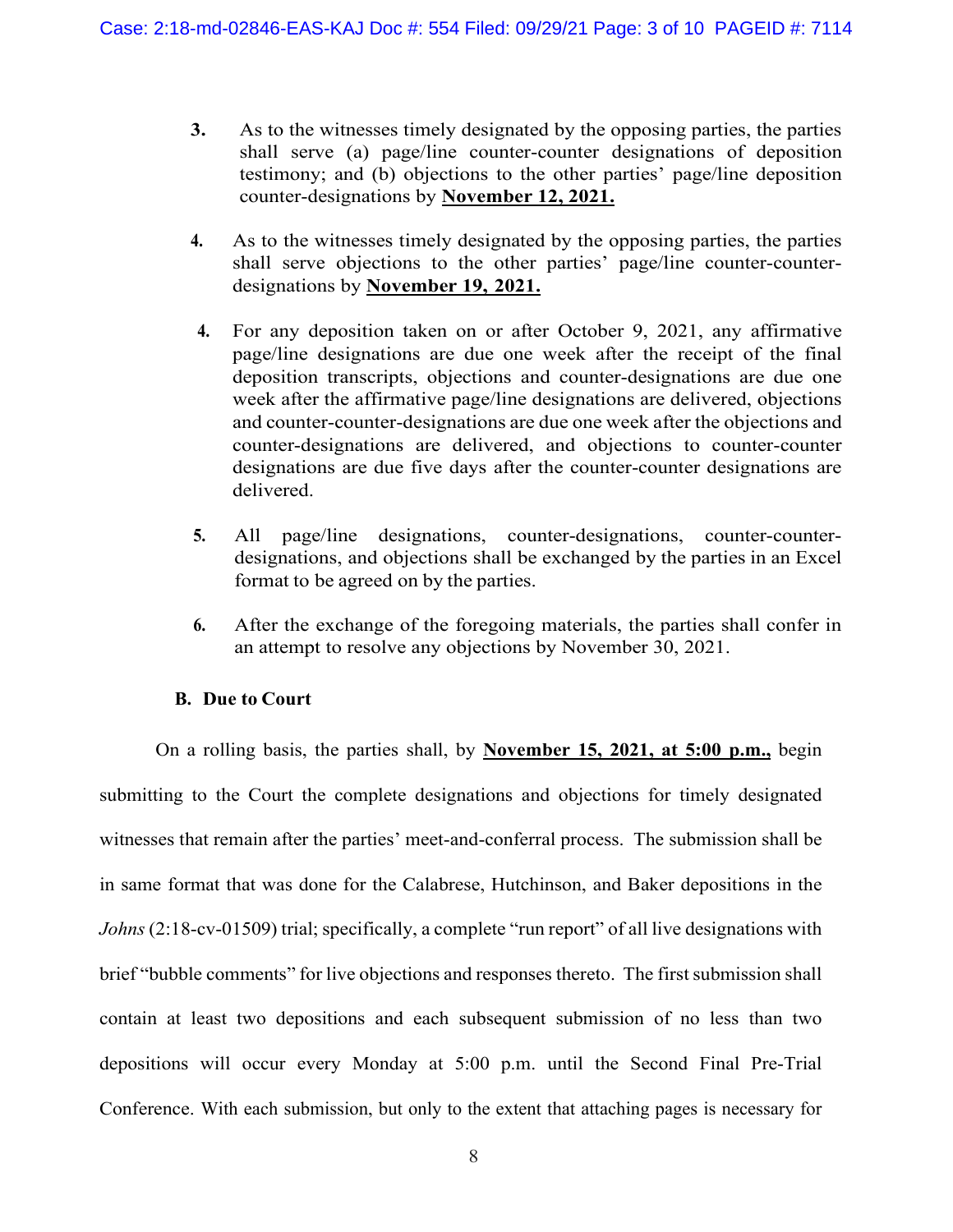3. As to the witnesses timely designated by the opposing parties, the parties shall serve (a) page/line counter-counter designations of deposition testimony; and (b) objections to the other parties' page/line deposition counter-designations by **November 12, 2021.**

4. As to the witnesses timely designated by the opposing parties, the parties shall serve objections to the other parties' page/line counter-counter-designations by **November 19, 2021.**

4. For any deposition taken on or after October 9, 2021, any affirmative page/line designations are due one week after the receipt of the final deposition transcripts, objections and counter-designations are due one week after the affirmative page/line designations are delivered, objections and counter-counter-designations are due one week after the objections and counter-designations are delivered, and objections to counter-counter designations are due five days after the counter-counter designations are delivered.

5. All page/line designations, counter-designations, counter-counter-designations, and objections shall be exchanged by the parties in an Excel format to be agreed on by the parties.

6. After the exchange of the foregoing materials, the parties shall confer in an attempt to resolve any objections by November 30, 2021.

### B. Due to Court

On a rolling basis, the parties shall, by **November 15, 2021, at 5:00 p.m.,** begin submitting to the Court the complete designations and objections for timely designated witnesses that remain after the parties' meet-and-conferral process. The submission shall be in same format that was done for the Calabrese, Hutchinson, and Baker depositions in the *Johns* (2:18-cv-01509) trial; specifically, a complete "run report" of all live designations with brief "bubble comments" for live objections and responses thereto. The first submission shall contain at least two depositions and each subsequent submission of no less than two depositions will occur every Monday at 5:00 p.m. until the Second Final Pre-Trial Conference. With each submission, but only to the extent that attaching pages is necessary for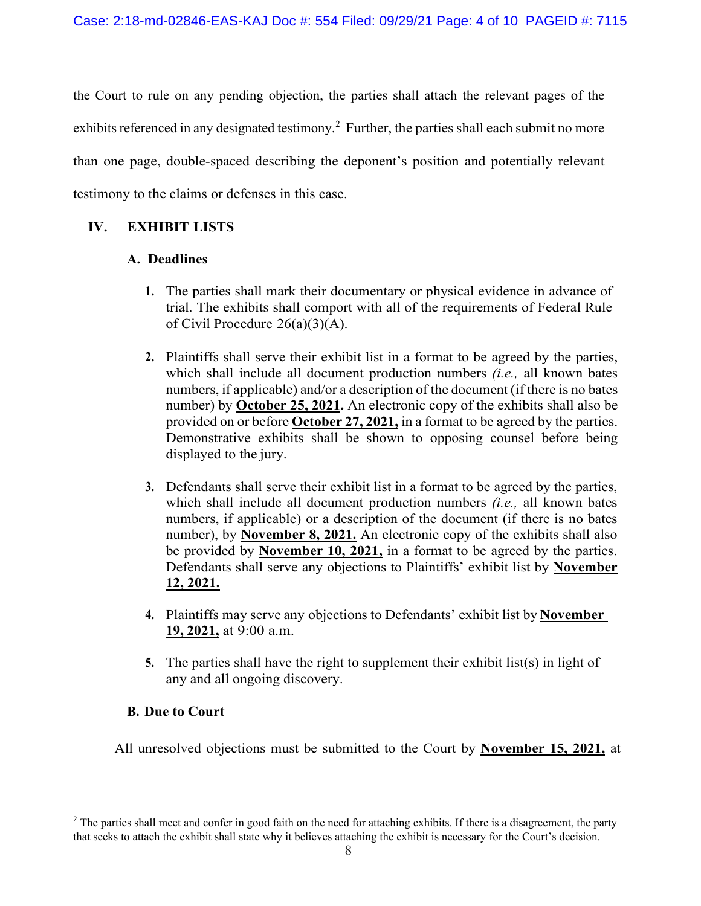the Court to rule on any pending objection, the parties shall attach the relevant pages of the exhibits referenced in any designated testimony.[2] Further, the parties shall each submit no more than one page, double-spaced describing the deponent's position and potentially relevant testimony to the claims or defenses in this case.

## IV. EXHIBIT LISTS

### A. Deadlines

1. The parties shall mark their documentary or physical evidence in advance of trial. The exhibits shall comport with all of the requirements of Federal Rule of Civil Procedure 26(a)(3)(A).

2. Plaintiffs shall serve their exhibit list in a format to be agreed by the parties, which shall include all document production numbers *(i.e.,* all known bates numbers, if applicable) and/or a description of the document (if there is no bates number) by **October 25, 2021.** An electronic copy of the exhibits shall also be provided on or before **October 27, 2021,** in a format to be agreed by the parties. Demonstrative exhibits shall be shown to opposing counsel before being displayed to the jury.

3. Defendants shall serve their exhibit list in a format to be agreed by the parties, which shall include all document production numbers *(i.e.,* all known bates numbers, if applicable) or a description of the document (if there is no bates number), by **November 8, 2021.** An electronic copy of the exhibits shall also be provided by **November 10, 2021,** in a format to be agreed by the parties. Defendants shall serve any objections to Plaintiffs' exhibit list by **November 12, 2021.**

4. Plaintiffs may serve any objections to Defendants' exhibit list by **November 19, 2021,** at 9:00 a.m.

5. The parties shall have the right to supplement their exhibit list(s) in light of any and all ongoing discovery.

### B. Due to Court

All unresolved objections must be submitted to the Court by **November 15, 2021,** at

---

[2] The parties shall meet and confer in good faith on the need for attaching exhibits. If there is a disagreement, the party that seeks to attach the exhibit shall state why it believes attaching the exhibit is necessary for the Court's decision.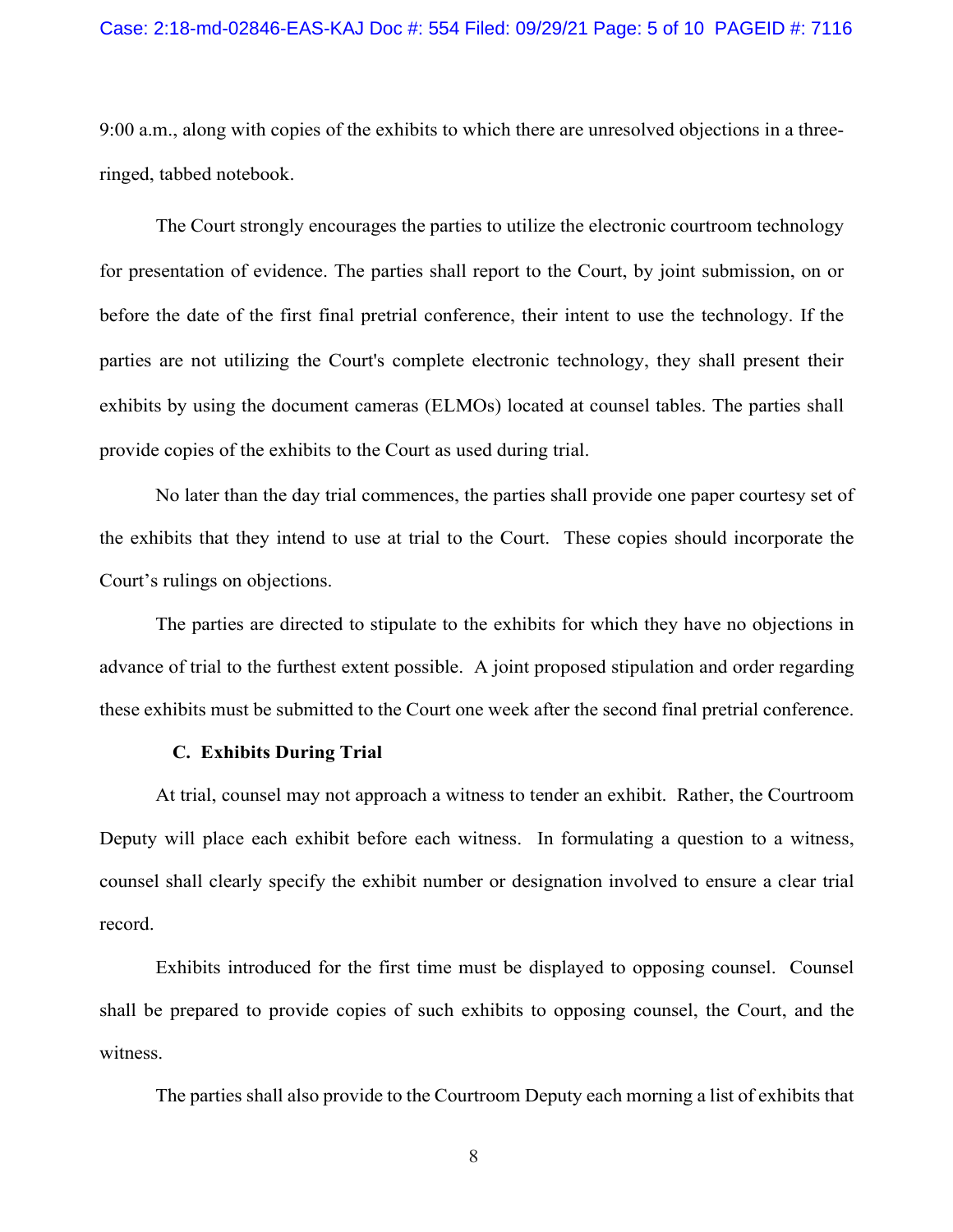9:00 a.m., along with copies of the exhibits to which there are unresolved objections in a three-ringed, tabbed notebook.

The Court strongly encourages the parties to utilize the electronic courtroom technology for presentation of evidence. The parties shall report to the Court, by joint submission, on or before the date of the first final pretrial conference, their intent to use the technology. If the parties are not utilizing the Court's complete electronic technology, they shall present their exhibits by using the document cameras (ELMOs) located at counsel tables. The parties shall provide copies of the exhibits to the Court as used during trial.

No later than the day trial commences, the parties shall provide one paper courtesy set of the exhibits that they intend to use at trial to the Court. These copies should incorporate the Court's rulings on objections.

The parties are directed to stipulate to the exhibits for which they have no objections in advance of trial to the furthest extent possible. A joint proposed stipulation and order regarding these exhibits must be submitted to the Court one week after the second final pretrial conference.

### C. Exhibits During Trial

At trial, counsel may not approach a witness to tender an exhibit. Rather, the Courtroom Deputy will place each exhibit before each witness. In formulating a question to a witness, counsel shall clearly specify the exhibit number or designation involved to ensure a clear trial record.

Exhibits introduced for the first time must be displayed to opposing counsel. Counsel shall be prepared to provide copies of such exhibits to opposing counsel, the Court, and the witness.

The parties shall also provide to the Courtroom Deputy each morning a list of exhibits that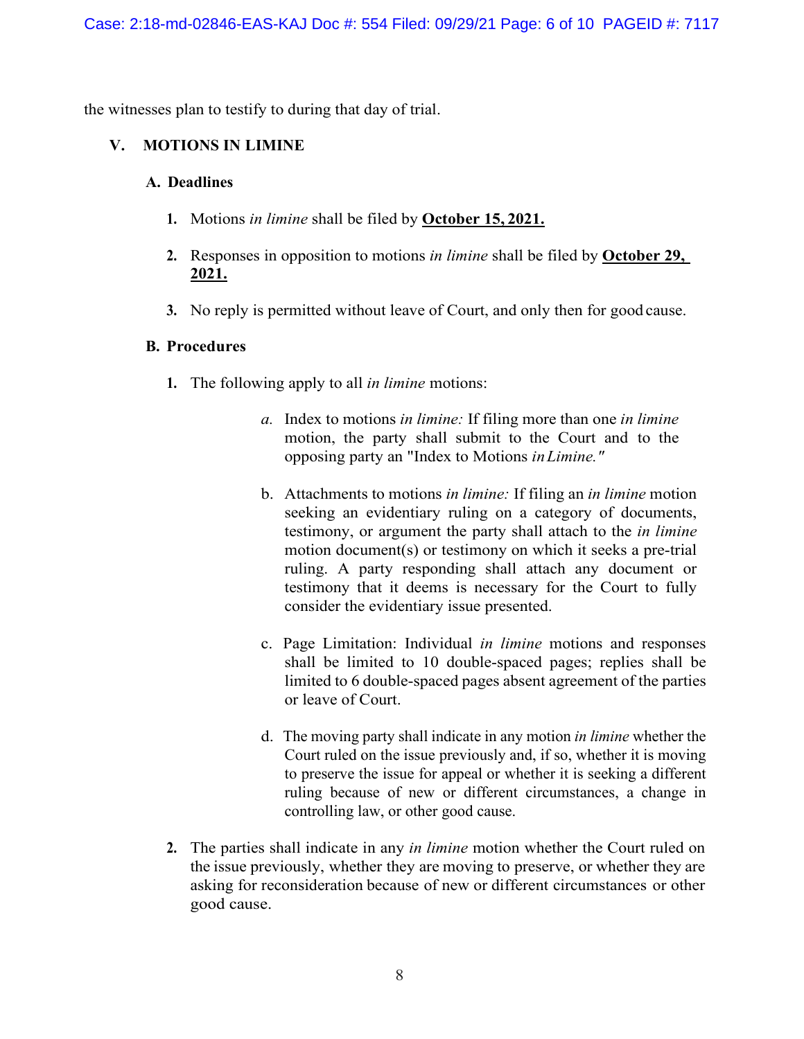the witnesses plan to testify to during that day of trial.

## V. MOTIONS IN LIMINE

### A. Deadlines

1. Motions *in limine* shall be filed by **October 15, 2021.**

2. Responses in opposition to motions *in limine* shall be filed by **October 29, 2021.**

3. No reply is permitted without leave of Court, and only then for good cause.

### B. Procedures

1. The following apply to all *in limine* motions:

   a. Index to motions *in limine:* If filing more than one *in limine* motion, the party shall submit to the Court and to the opposing party an "Index to Motions *in Limine."*

   b. Attachments to motions *in limine:* If filing an *in limine* motion seeking an evidentiary ruling on a category of documents, testimony, or argument the party shall attach to the *in limine* motion document(s) or testimony on which it seeks a pre-trial ruling. A party responding shall attach any document or testimony that it deems is necessary for the Court to fully consider the evidentiary issue presented.

   c. Page Limitation: Individual *in limine* motions and responses shall be limited to 10 double-spaced pages; replies shall be limited to 6 double-spaced pages absent agreement of the parties or leave of Court.

   d. The moving party shall indicate in any motion *in limine* whether the Court ruled on the issue previously and, if so, whether it is moving to preserve the issue for appeal or whether it is seeking a different ruling because of new or different circumstances, a change in controlling law, or other good cause.

2. The parties shall indicate in any *in limine* motion whether the Court ruled on the issue previously, whether they are moving to preserve, or whether they are asking for reconsideration because of new or different circumstances or other good cause.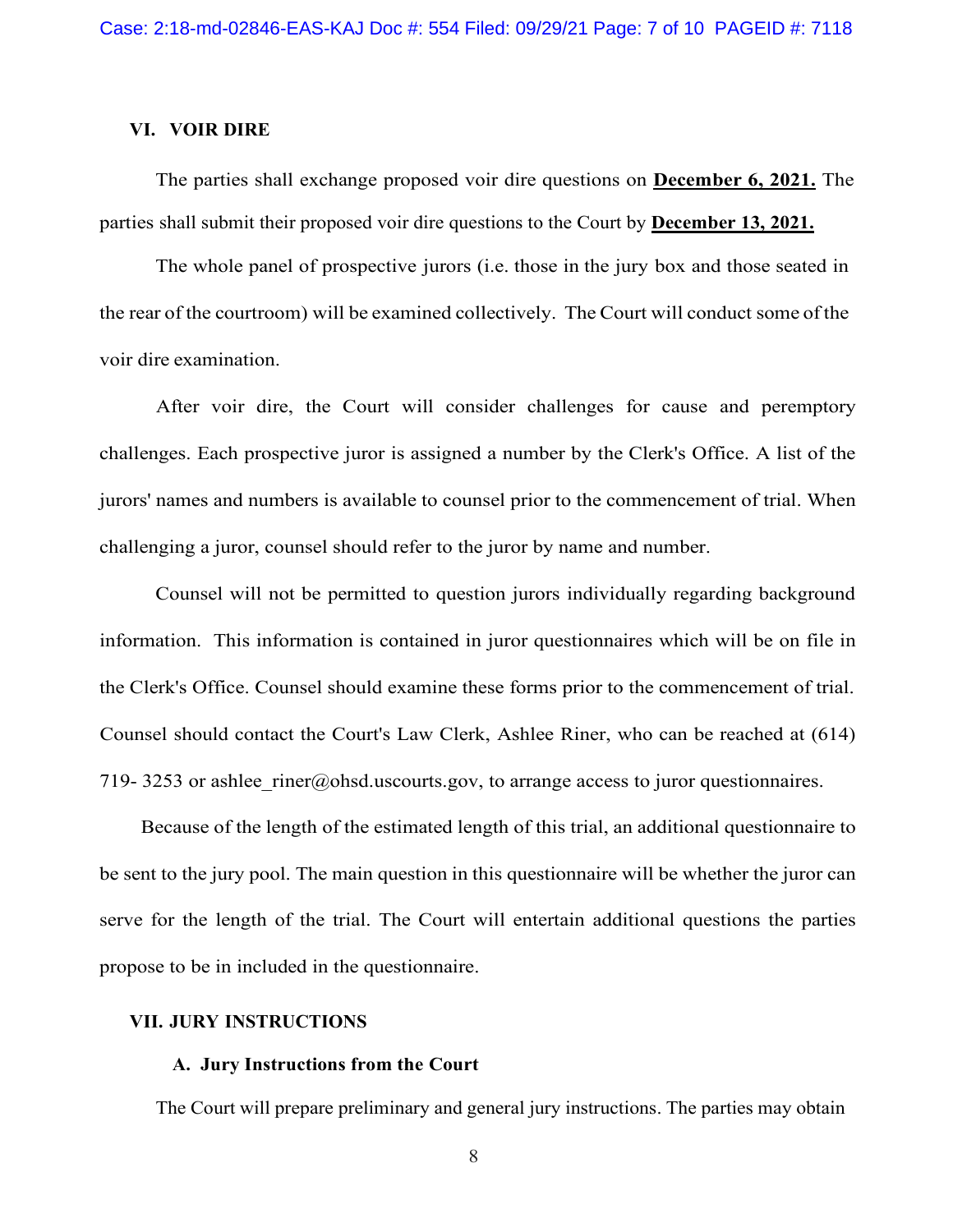## VI. VOIR DIRE

The parties shall exchange proposed voir dire questions on **December 6, 2021.** The parties shall submit their proposed voir dire questions to the Court by **December 13, 2021.**

The whole panel of prospective jurors (i.e. those in the jury box and those seated in the rear of the courtroom) will be examined collectively. The Court will conduct some of the voir dire examination.

After voir dire, the Court will consider challenges for cause and peremptory challenges. Each prospective juror is assigned a number by the Clerk's Office. A list of the jurors' names and numbers is available to counsel prior to the commencement of trial. When challenging a juror, counsel should refer to the juror by name and number.

Counsel will not be permitted to question jurors individually regarding background information. This information is contained in juror questionnaires which will be on file in the Clerk's Office. Counsel should examine these forms prior to the commencement of trial. Counsel should contact the Court's Law Clerk, Ashlee Riner, who can be reached at (614) 719- 3253 or ashlee_riner@ohsd.uscourts.gov, to arrange access to juror questionnaires.

Because of the length of the estimated length of this trial, an additional questionnaire to be sent to the jury pool. The main question in this questionnaire will be whether the juror can serve for the length of the trial. The Court will entertain additional questions the parties propose to be in included in the questionnaire.

## VII. JURY INSTRUCTIONS

### A. Jury Instructions from the Court

The Court will prepare preliminary and general jury instructions. The parties may obtain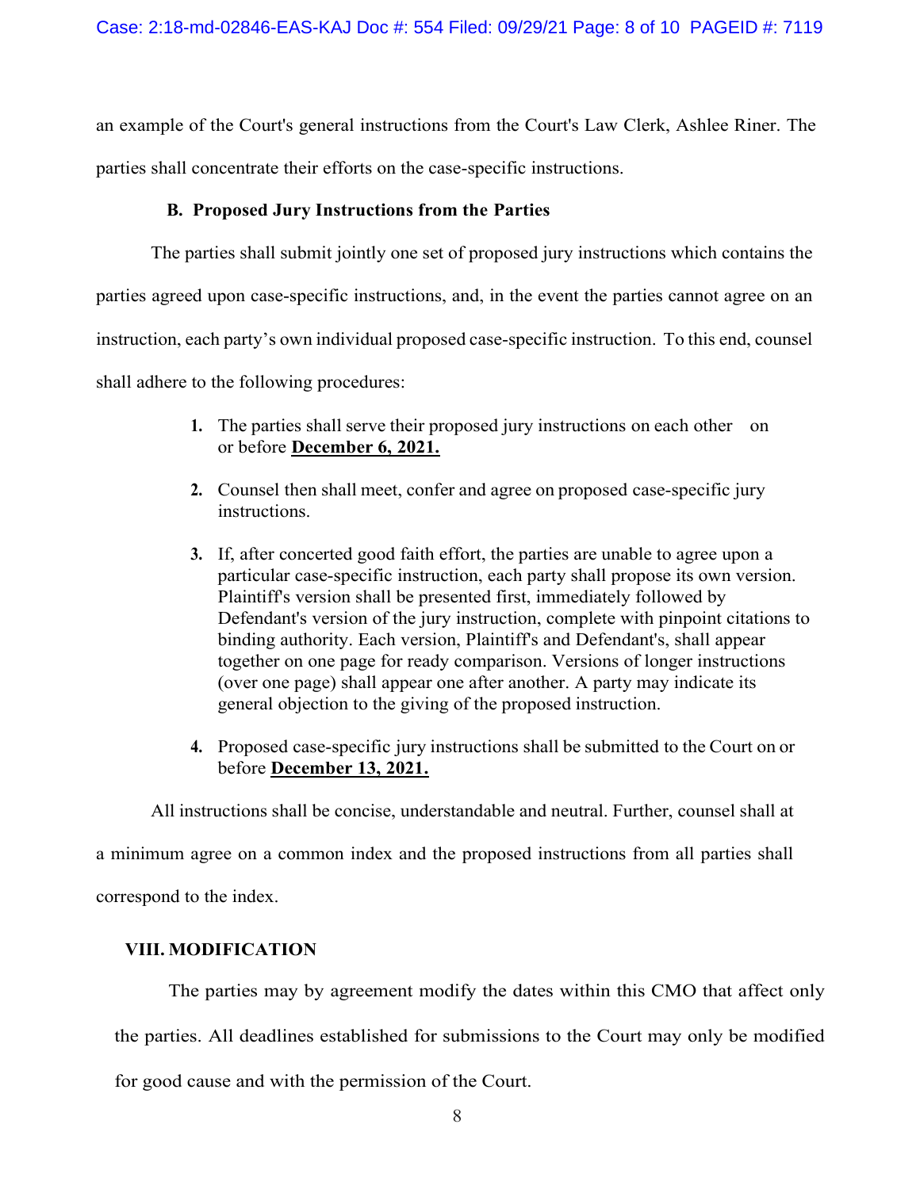an example of the Court's general instructions from the Court's Law Clerk, Ashlee Riner. The parties shall concentrate their efforts on the case-specific instructions.

### B. Proposed Jury Instructions from the Parties

The parties shall submit jointly one set of proposed jury instructions which contains the parties agreed upon case-specific instructions, and, in the event the parties cannot agree on an instruction, each party's own individual proposed case-specific instruction. To this end, counsel shall adhere to the following procedures:

1. The parties shall serve their proposed jury instructions on each other on or before **December 6, 2021.**

2. Counsel then shall meet, confer and agree on proposed case-specific jury instructions.

3. If, after concerted good faith effort, the parties are unable to agree upon a particular case-specific instruction, each party shall propose its own version. Plaintiff's version shall be presented first, immediately followed by Defendant's version of the jury instruction, complete with pinpoint citations to binding authority. Each version, Plaintiff's and Defendant's, shall appear together on one page for ready comparison. Versions of longer instructions (over one page) shall appear one after another. A party may indicate its general objection to the giving of the proposed instruction.

4. Proposed case-specific jury instructions shall be submitted to the Court on or before **December 13, 2021.**

All instructions shall be concise, understandable and neutral. Further, counsel shall at a minimum agree on a common index and the proposed instructions from all parties shall correspond to the index.

## VIII. MODIFICATION

The parties may by agreement modify the dates within this CMO that affect only the parties. All deadlines established for submissions to the Court may only be modified for good cause and with the permission of the Court.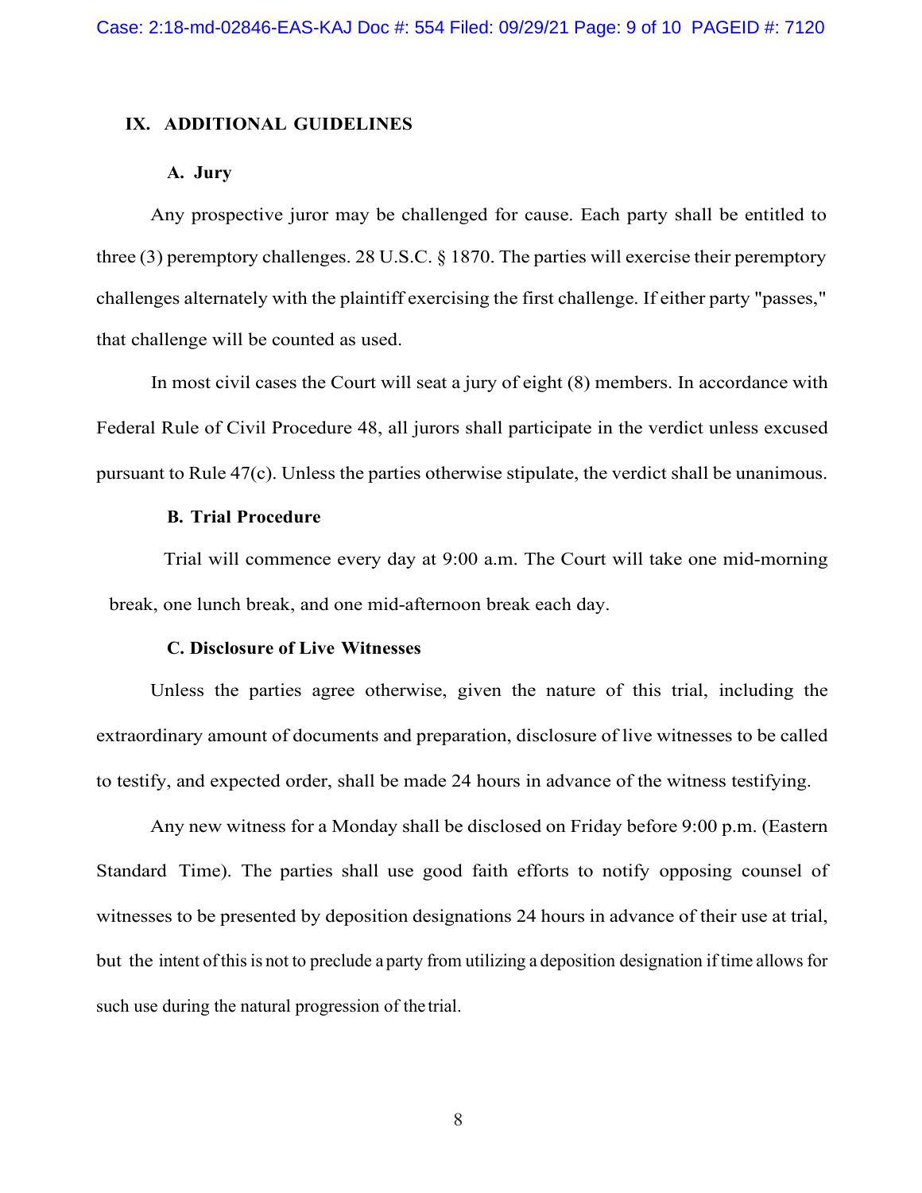## IX. ADDITIONAL GUIDELINES

### A. Jury

Any prospective juror may be challenged for cause. Each party shall be entitled to three (3) peremptory challenges. 28 U.S.C. § 1870. The parties will exercise their peremptory challenges alternately with the plaintiff exercising the first challenge. If either party "passes," that challenge will be counted as used.

In most civil cases the Court will seat a jury of eight (8) members. In accordance with Federal Rule of Civil Procedure 48, all jurors shall participate in the verdict unless excused pursuant to Rule 47(c). Unless the parties otherwise stipulate, the verdict shall be unanimous.

### B. Trial Procedure

Trial will commence every day at 9:00 a.m. The Court will take one mid-morning break, one lunch break, and one mid-afternoon break each day.

### C. Disclosure of Live Witnesses

Unless the parties agree otherwise, given the nature of this trial, including the extraordinary amount of documents and preparation, disclosure of live witnesses to be called to testify, and expected order, shall be made 24 hours in advance of the witness testifying.

Any new witness for a Monday shall be disclosed on Friday before 9:00 p.m. (Eastern Standard Time). The parties shall use good faith efforts to notify opposing counsel of witnesses to be presented by deposition designations 24 hours in advance of their use at trial, but the intent of this is not to preclude a party from utilizing a deposition designation if time allows for such use during the natural progression of the trial.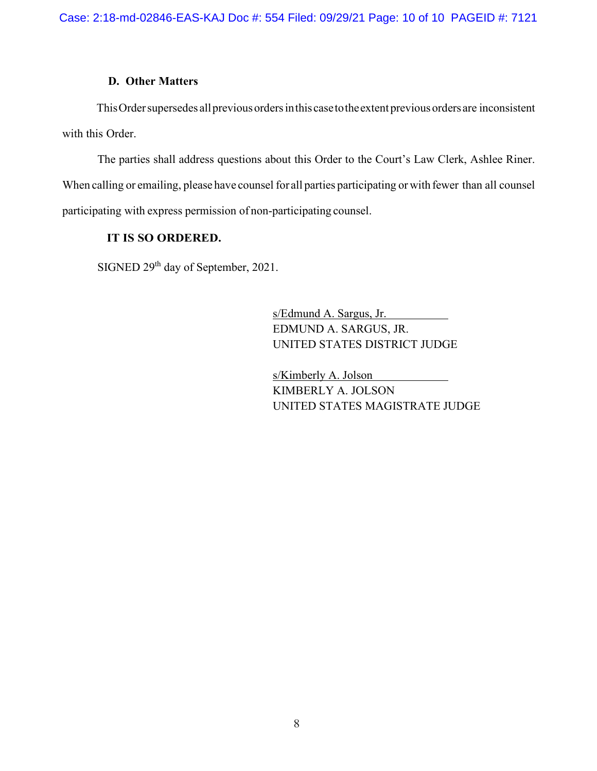### D. Other Matters

This Order supersedes all previous orders in this case to the extent previous orders are inconsistent with this Order.

The parties shall address questions about this Order to the Court's Law Clerk, Ashlee Riner. When calling or emailing, please have counsel for all parties participating or with fewer than all counsel participating with express permission of non-participating counsel.

**IT IS SO ORDERED.**

SIGNED 29th day of September, 2021.

s/Edmund A. Sargus, Jr.
EDMUND A. SARGUS, JR.
UNITED STATES DISTRICT JUDGE

s/Kimberly A. Jolson
KIMBERLY A. JOLSON
UNITED STATES MAGISTRATE JUDGE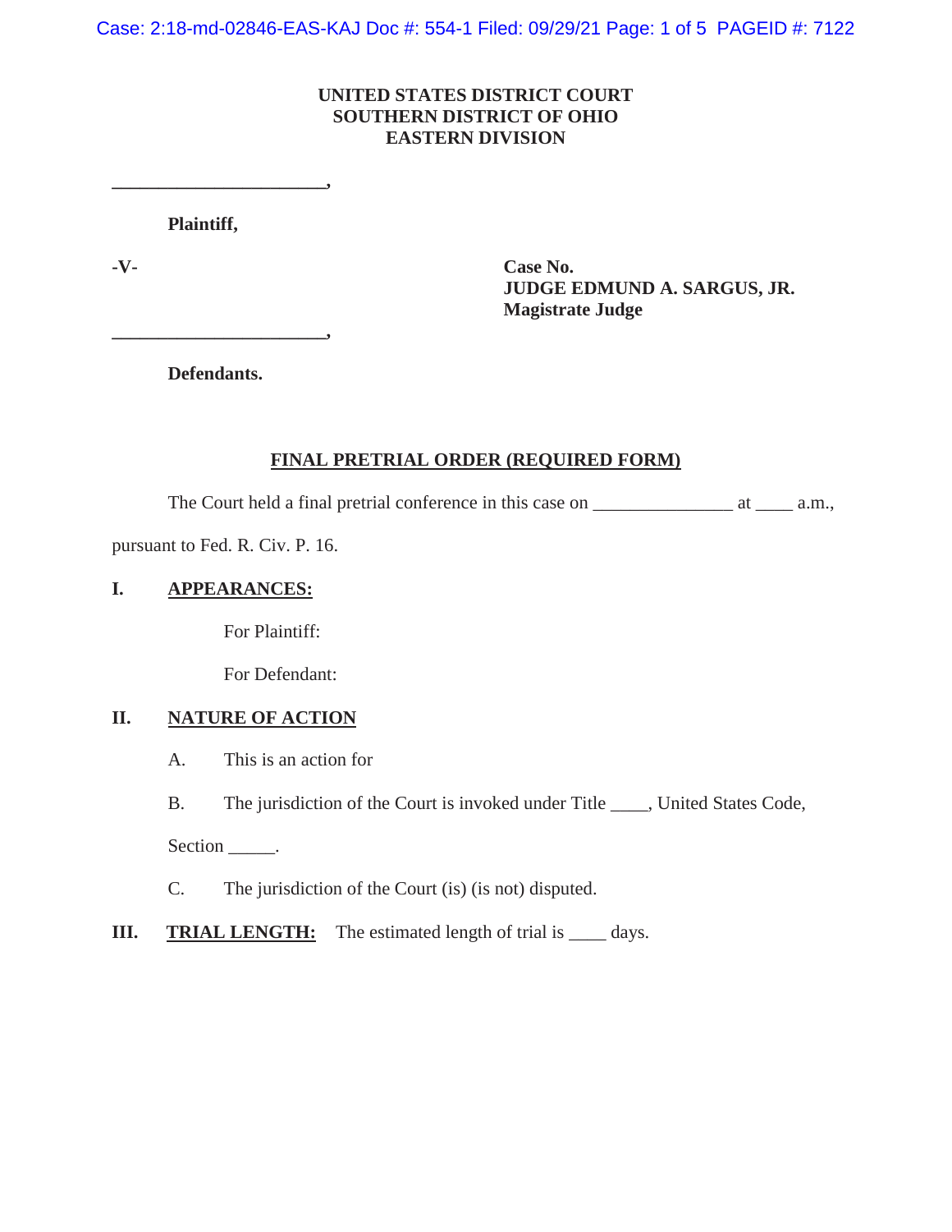UNITED STATES DISTRICT COURT
SOUTHERN DISTRICT OF OHIO
EASTERN DIVISION

______________________,

**Plaintiff,**

**-V-**

**Case No.**
**JUDGE EDMUND A. SARGUS, JR.**
**Magistrate Judge**

______________________,

**Defendants.**

## FINAL PRETRIAL ORDER (REQUIRED FORM)

The Court held a final pretrial conference in this case on _______________ at ____ a.m., pursuant to Fed. R. Civ. P. 16.

**I. APPEARANCES:**

For Plaintiff:

For Defendant:

**II. NATURE OF ACTION**

A. This is an action for

B. The jurisdiction of the Court is invoked under Title ____, United States Code, Section _____.

C. The jurisdiction of the Court (is) (is not) disputed.

**III. TRIAL LENGTH:** The estimated length of trial is ____ days.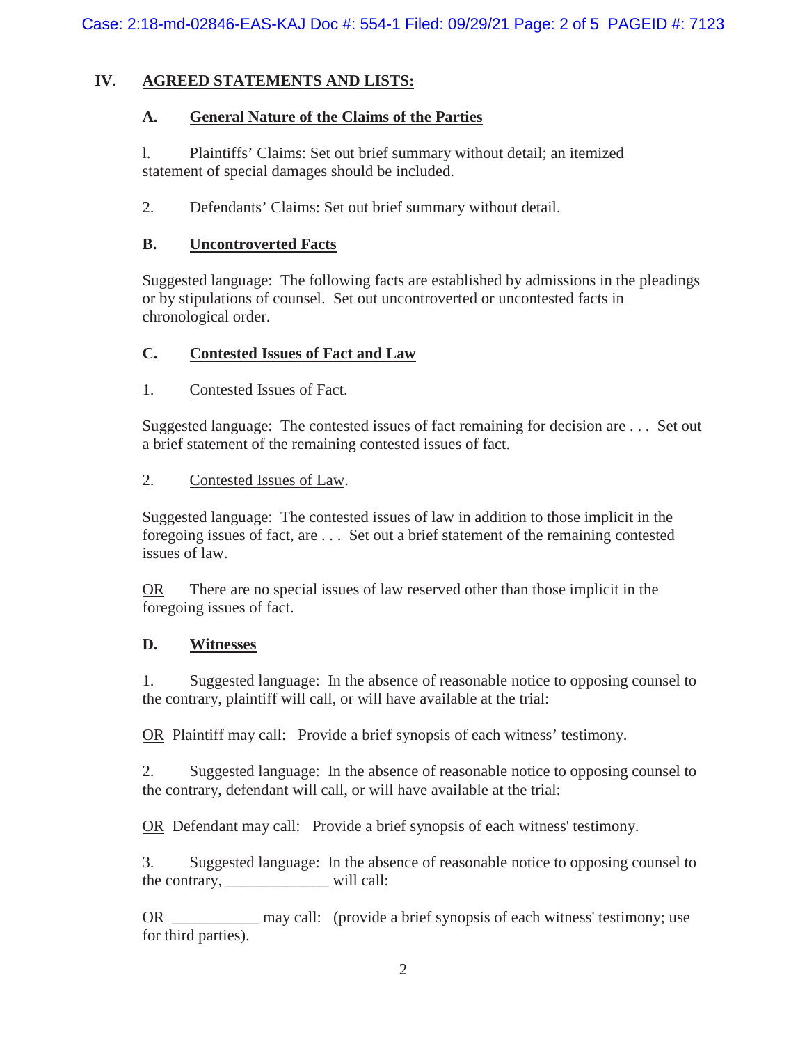## IV. AGREED STATEMENTS AND LISTS:

### A. General Nature of the Claims of the Parties

l. Plaintiffs' Claims: Set out brief summary without detail; an itemized statement of special damages should be included.

2. Defendants' Claims: Set out brief summary without detail.

### B. Uncontroverted Facts

Suggested language: The following facts are established by admissions in the pleadings or by stipulations of counsel. Set out uncontroverted or uncontested facts in chronological order.

### C. Contested Issues of Fact and Law

1. Contested Issues of Fact.

Suggested language: The contested issues of fact remaining for decision are . . . Set out a brief statement of the remaining contested issues of fact.

2. Contested Issues of Law.

Suggested language: The contested issues of law in addition to those implicit in the foregoing issues of fact, are . . . Set out a brief statement of the remaining contested issues of law.

OR There are no special issues of law reserved other than those implicit in the foregoing issues of fact.

### D. Witnesses

1. Suggested language: In the absence of reasonable notice to opposing counsel to the contrary, plaintiff will call, or will have available at the trial:

OR Plaintiff may call: Provide a brief synopsis of each witness' testimony.

2. Suggested language: In the absence of reasonable notice to opposing counsel to the contrary, defendant will call, or will have available at the trial:

OR Defendant may call: Provide a brief synopsis of each witness' testimony.

3. Suggested language: In the absence of reasonable notice to opposing counsel to the contrary, _____________ will call:

OR ___________ may call: (provide a brief synopsis of each witness' testimony; use for third parties).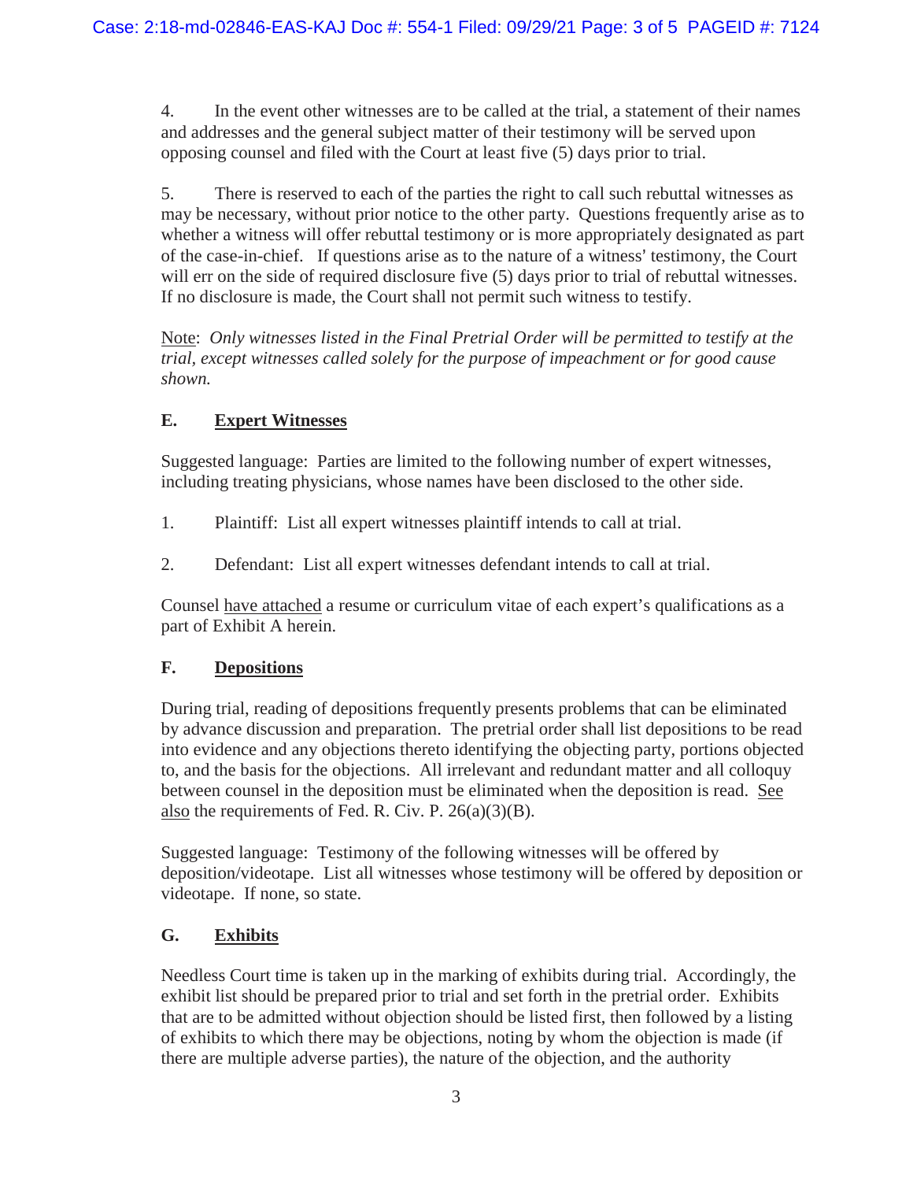4. In the event other witnesses are to be called at the trial, a statement of their names and addresses and the general subject matter of their testimony will be served upon opposing counsel and filed with the Court at least five (5) days prior to trial.

5. There is reserved to each of the parties the right to call such rebuttal witnesses as may be necessary, without prior notice to the other party. Questions frequently arise as to whether a witness will offer rebuttal testimony or is more appropriately designated as part of the case-in-chief. If questions arise as to the nature of a witness' testimony, the Court will err on the side of required disclosure five (5) days prior to trial of rebuttal witnesses. If no disclosure is made, the Court shall not permit such witness to testify.

Note: *Only witnesses listed in the Final Pretrial Order will be permitted to testify at the trial, except witnesses called solely for the purpose of impeachment or for good cause shown.*

## E. Expert Witnesses

Suggested language: Parties are limited to the following number of expert witnesses, including treating physicians, whose names have been disclosed to the other side.

1. Plaintiff: List all expert witnesses plaintiff intends to call at trial.

2. Defendant: List all expert witnesses defendant intends to call at trial.

Counsel have attached a resume or curriculum vitae of each expert's qualifications as a part of Exhibit A herein.

## F. Depositions

During trial, reading of depositions frequently presents problems that can be eliminated by advance discussion and preparation. The pretrial order shall list depositions to be read into evidence and any objections thereto identifying the objecting party, portions objected to, and the basis for the objections. All irrelevant and redundant matter and all colloquy between counsel in the deposition must be eliminated when the deposition is read. See also the requirements of Fed. R. Civ. P. 26(a)(3)(B).

Suggested language: Testimony of the following witnesses will be offered by deposition/videotape. List all witnesses whose testimony will be offered by deposition or videotape. If none, so state.

## G. Exhibits

Needless Court time is taken up in the marking of exhibits during trial. Accordingly, the exhibit list should be prepared prior to trial and set forth in the pretrial order. Exhibits that are to be admitted without objection should be listed first, then followed by a listing of exhibits to which there may be objections, noting by whom the objection is made (if there are multiple adverse parties), the nature of the objection, and the authority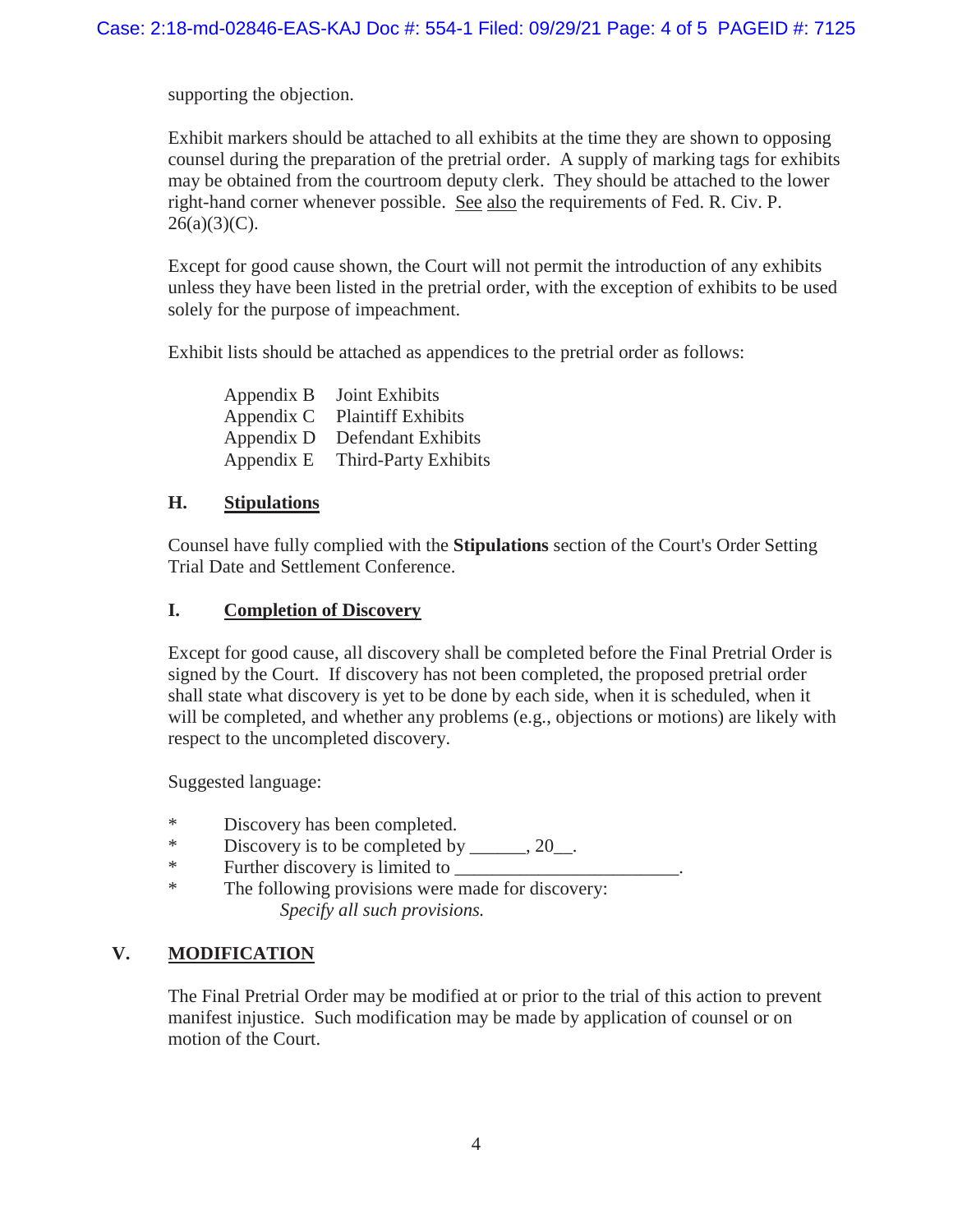supporting the objection.

Exhibit markers should be attached to all exhibits at the time they are shown to opposing counsel during the preparation of the pretrial order. A supply of marking tags for exhibits may be obtained from the courtroom deputy clerk. They should be attached to the lower right-hand corner whenever possible. See also the requirements of Fed. R. Civ. P. 26(a)(3)(C).

Except for good cause shown, the Court will not permit the introduction of any exhibits unless they have been listed in the pretrial order, with the exception of exhibits to be used solely for the purpose of impeachment.

Exhibit lists should be attached as appendices to the pretrial order as follows:

| | |
|---|---|
| Appendix B | Joint Exhibits |
| Appendix C | Plaintiff Exhibits |
| Appendix D | Defendant Exhibits |
| Appendix E | Third-Party Exhibits |

### H. Stipulations

Counsel have fully complied with the **Stipulations** section of the Court's Order Setting Trial Date and Settlement Conference.

### I. Completion of Discovery

Except for good cause, all discovery shall be completed before the Final Pretrial Order is signed by the Court. If discovery has not been completed, the proposed pretrial order shall state what discovery is yet to be done by each side, when it is scheduled, when it will be completed, and whether any problems (e.g., objections or motions) are likely with respect to the uncompleted discovery.

Suggested language:

* Discovery has been completed.
* Discovery is to be completed by ______, 20__.
* Further discovery is limited to ________________________.
* The following provisions were made for discovery:
  *Specify all such provisions.*

## V. MODIFICATION

The Final Pretrial Order may be modified at or prior to the trial of this action to prevent manifest injustice. Such modification may be made by application of counsel or on motion of the Court.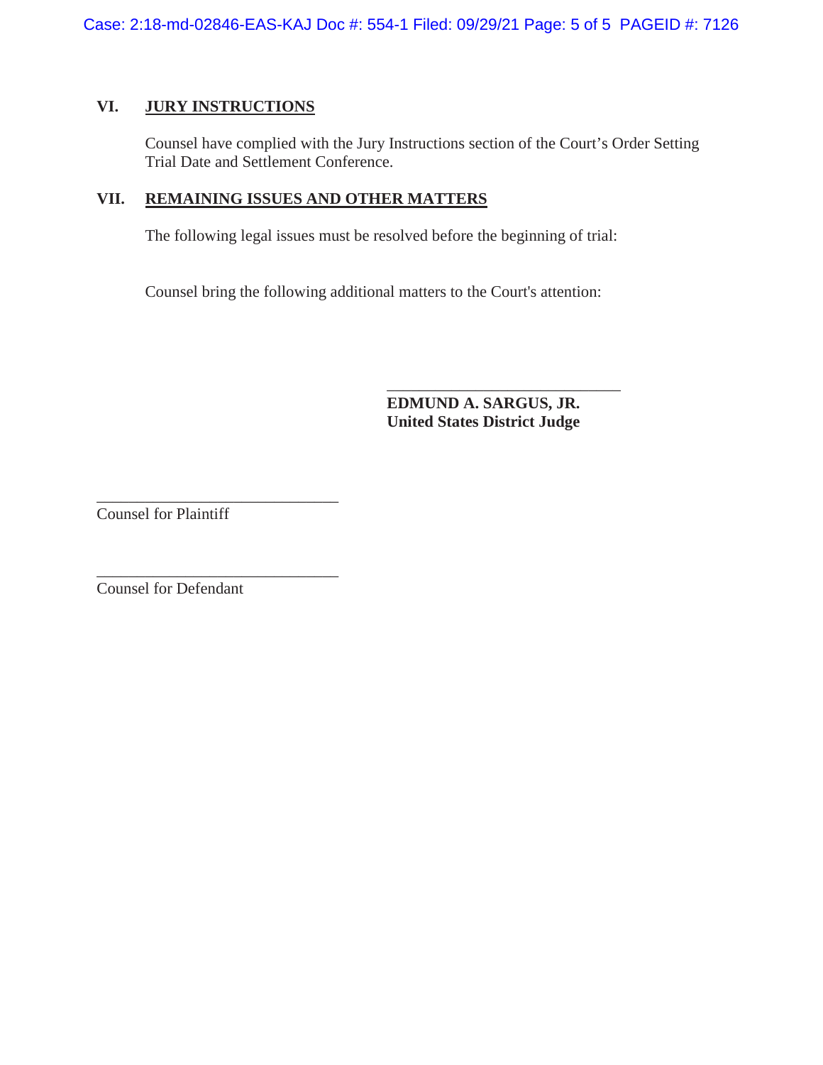## VI. JURY INSTRUCTIONS

Counsel have complied with the Jury Instructions section of the Court's Order Setting Trial Date and Settlement Conference.

## VII. REMAINING ISSUES AND OTHER MATTERS

The following legal issues must be resolved before the beginning of trial:

Counsel bring the following additional matters to the Court's attention:

\_\_\_\_\_\_\_\_\_\_\_\_\_\_\_\_\_\_\_\_\_\_\_\_\_\_\_\_\_\_

**EDMUND A. SARGUS, JR.**
**United States District Judge**

\_\_\_\_\_\_\_\_\_\_\_\_\_\_\_\_\_\_\_\_\_\_\_\_\_\_\_\_\_\_

Counsel for Plaintiff

\_\_\_\_\_\_\_\_\_\_\_\_\_\_\_\_\_\_\_\_\_\_\_\_\_\_\_\_\_\_

Counsel for Defendant